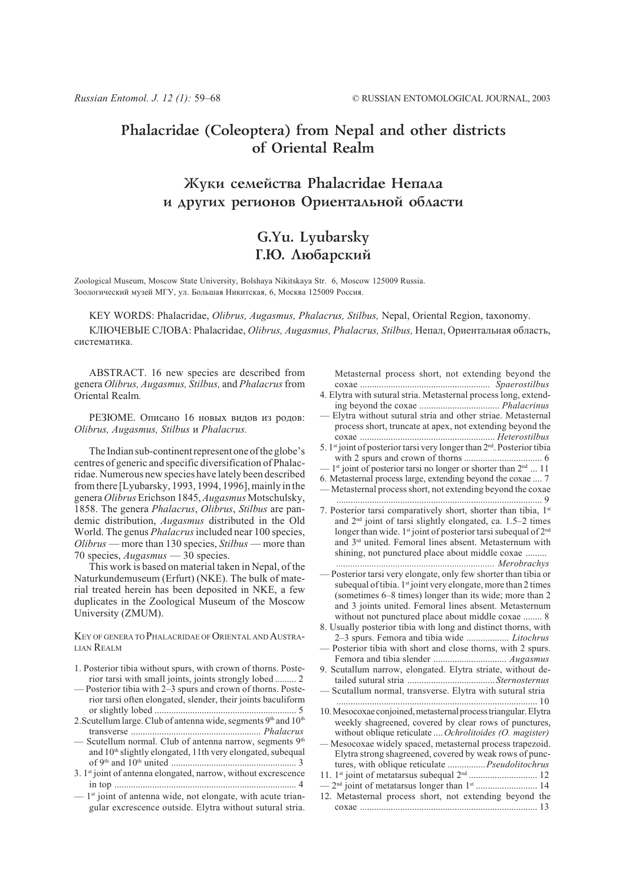# Phalacridae (Coleoptera) from Nepal and other districts of Oriental Realm

# Жуки семейства Phalacridae Непала и других регионов Ориентальной области

## G.Yu. Lyubarsky
## Г.Ю. Любарский

Zoological Museum, Moscow State University, Bolshaya Nikitskaya Str. 6, Moscow 125009 Russia.
Зоологический музей МГУ, ул. Большая Никитская, 6, Москва 125009 Россия.

KEY WORDS: Phalacridae, *Olibrus, Augasmus, Phalacrus, Stilbus,* Nepal, Oriental Region, taxonomy.

КЛЮЧЕВЫЕ СЛОВА: Phalacridae, *Olibrus, Augasmus, Phalacrus, Stilbus,* Непал, Ориентальная область, систематика.

ABSTRACT. 16 new species are described from genera *Olibrus, Augasmus, Stilbus,* and *Phalacrus* from Oriental Realm.

РЕЗЮМЕ. Описано 16 новых видов из родов: *Olibrus, Augasmus, Stilbus* и *Phalacrus.*

The Indian sub-continent represent one of the globe's centres of generic and specific diversification of Phalacridae. Numerous new species have lately been described from there [Lyubarsky, 1993, 1994, 1996], mainly in the genera *Olibrus* Erichson 1845, *Augasmus* Motschulsky, 1858. The genera *Phalacrus*, *Olibrus*, *Stilbus* are pandemic distribution, *Augasmus* distributed in the Old World. The genus *Phalacrus* included near 100 species, *Olibrus* — more than 130 species, *Stilbus* — more than 70 species, *Augasmus* — 30 species.

This work is based on material taken in Nepal, of the Naturkundemuseum (Erfurt) (NKE). The bulk of material treated herein has been deposited in NKE, a few duplicates in the Zoological Museum of the Moscow University (ZMUM).

KEY OF GENERA TO PHALACRIDAE OF ORIENTAL AND AUSTRALIAN REALM

1. Posterior tibia without spurs, with crown of thorns. Posterior tarsi with small joints, joints strongly lobed ......... 2
— Posterior tibia with 2–3 spurs and crown of thorns. Posterior tarsi often elongated, slender, their joints baculiform or slightly lobed ........................................................... 5
2. Scutellum large. Club of antenna wide, segments 9th and 10th transverse ...................................................... *Phalacrus*
— Scutellum normal. Club of antenna narrow, segments 9th and 10th slightly elongated, 11th very elongated, subequal of 9th and 10th united .................................................... 3
3. 1st joint of antenna elongated, narrow, without excrescence in top ........................................................................... 4
— 1st joint of antenna wide, not elongate, with acute triangular excrescence outside. Elytra without sutural stria. Metasternal process short, not extending beyond the coxae ...................................................... *Spaerostilbus*
4. Elytra with sutural stria. Metasternal process long, extending beyond the coxae ................................. *Phalacrinus*
— Elytra without sutural stria and other striae. Metasternal process short, truncate at apex, not extending beyond the coxae ........................................................ *Heterostilbus*
5. 1st joint of posterior tarsi very longer than 2nd. Posterior tibia with 2 spurs and crown of thorns ................................ 6
— 1st joint of posterior tarsi no longer or shorter than 2nd ... 11
6. Metasternal process large, extending beyond the coxae .... 7
— Metasternal process short, not extending beyond the coxae ....................................................................................... 9
7. Posterior tarsi comparatively short, shorter than tibia, 1st and 2nd joint of tarsi slightly elongated, ca. 1.5–2 times longer than wide. 1st joint of posterior tarsi subequal of 2nd and 3rd united. Femoral lines absent. Metasternum with shining, not punctured place about middle coxae ......... .................................................................. *Merobrachys*
— Posterior tarsi very elongate, only few shorter than tibia or subequal of tibia. 1st joint very elongate, more than 2 times (sometimes 6–8 times) longer than its wide; more than 2 and 3 joints united. Femoral lines absent. Metasternum without not punctured place about middle coxae ........ 8
8. Usually posterior tibia with long and distinct thorns, with 2–3 spurs. Femora and tibia wide .................. *Litochrus*
— Posterior tibia with short and close thorns, with 2 spurs. Femora and tibia slender .............................. *Augasmus*
9. Scutallum narrow, elongated. Elytra striate, without detailed sutural stria .....................................*Sternosternus*
— Scutallum normal, transverse. Elytra with sutural stria ..................................................................................... 10
10. Mesocoxae conjoined, metasternal process triangular. Elytra weekly shagreened, covered by clear rows of punctures, without oblique reticulate .... *Ochrolitoides (O. magister)*
— Mesocoxae widely spaced, metasternal process trapezoid. Elytra strong shagreened, covered by weak rows of punctures, with oblique reticulate ................ *Pseudolitochrus*
11. 1st joint of metatarsus subequal 2nd ............................ 12
— 2nd joint of metatarsus longer than 1st .......................... 14
12. Metasternal process short, not extending beyond the coxae ......................................................................... 13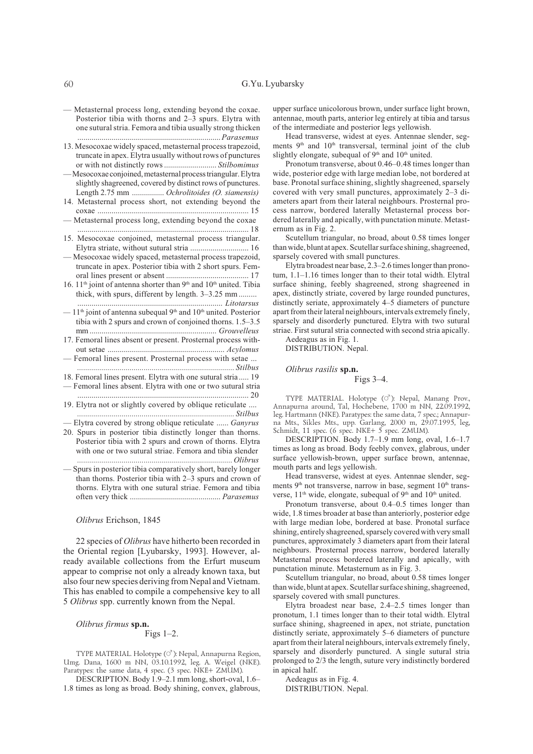— Metasternal process long, extending beyond the coxae. Posterior tibia with thorns and 2–3 spurs. Elytra with one sutural stria. Femora and tibia usually strong thicken ...................................................................... *Parasemus*

13. Mesocoxae widely spaced, metasternal process trapezoid, truncate in apex. Elytra usually without rows of punctures or with not distinctly rows .......................... *Stilbomimus*

— Mesocoxae conjoined, metasternal process triangular. Elytra slightly shagreened, covered by distinct rows of punctures. Length 2.75 mm ................ *Ochrolitoides (O. siamensis)*

14. Metasternal process short, not extending beyond the coxae .......................................................................... 15

— Metasternal process long, extending beyond the coxae .................................................................................... 18

15. Mesocoxae conjoined, metasternal process triangular. Elytra striate, without sutural stria ............................ 16

— Mesocoxae widely spaced, metasternal process trapezoid, truncate in apex. Posterior tibia with 2 short spurs. Femoral lines present or absent ......................................... 17

16. 11th joint of antenna shorter than 9th and 10th united. Tibia thick, with spurs, different by length. 3–3.25 mm ......... ...................................................................... *Litotarsus*

— 11th joint of antenna subequal 9th and 10th united. Posterior tibia with 2 spurs and crown of conjoined thorns. 1.5–3.5 mm .............................................................. *Grouvelleus*

17. Femoral lines absent or present. Prosternal process without setae ......................................................... *Acylomus*

— Femoral lines present. Prosternal process with setae ... ............................................................................ *Stilbus*

18. Femoral lines present. Elytra with one sutural stria ..... 19

— Femoral lines absent. Elytra with one or two sutural stria .................................................................................... 20

19. Elytra not or slightly covered by oblique reticulate .... ............................................................................ *Stilbus*

— Elytra covered by strong oblique reticulate ...... *Ganyrus*

20. Spurs in posterior tibia distinctly longer than thorns. Posterior tibia with 2 spurs and crown of thorns. Elytra with one or two sutural striae. Femora and tibia slender ............................................................................ *Olibrus*

— Spurs in posterior tibia comparatively short, barely longer than thorns. Posterior tibia with 2–3 spurs and crown of thorns. Elytra with one sutural striae. Femora and tibia often very thick ............................................ *Parasemus*

## *Olibrus* Erichson, 1845

22 species of *Olibrus* have hitherto been recorded in the Oriental region [Lyubarsky, 1993]. However, already available collections from the Erfurt museum appear to comprise not only a already known taxa, but also four new species deriving from Nepal and Vietnam. This has enabled to compile a compehensive key to all 5 *Olibrus* spp. currently known from the Nepal.

### *Olibrus firmus* sp.n.

Figs 1–2.

TYPE MATERIAL. Holotype (♂): Nepal, Annapurna Region, Umg. Dana, 1600 m NN, 03.10.1992, leg. A. Weigel (NKE). Paratypes: the same data, 4 spec. (3 spec. NKE+ ZMUM).

DESCRIPTION. Body 1.9–2.1 mm long, short-oval, 1.6–1.8 times as long as broad. Body shining, convex, glabrous, upper surface unicolorous brown, under surface light brown, antennae, mouth parts, anterior leg entirely at tibia and tarsus of the intermediate and posterior legs yellowish.

Head transverse, widest at eyes. Antennae slender, segments 9th and 10th transversal, terminal joint of the club slightly elongate, subequal of 9th and 10th united.

Pronotum transverse, about 0.46–0.48 times longer than wide, posterior edge with large median lobe, not bordered at base. Pronotal surface shining, slightly shagreened, sparsely covered with very small punctures, approximately 2–3 diameters apart from their lateral neighbours. Prosternal process narrow, bordered laterally Metasternal process bordered laterally and apically, with punctation minute. Metasternum as in Fig. 2.

Scutellum triangular, no broad, about 0.58 times longer than wide, blunt at apex. Scutellar surface shining, shagreened, sparsely covered with small punctures.

Elytra broadest near base, 2.3–2.6 times longer than pronotum, 1.1–1.16 times longer than to their total width. Elytral surface shining, feebly shagreened, strong shagreened in apex, distinctly striate, covered by large rounded punctures, distinctly seriate, approximately 4–5 diameters of puncture apart from their lateral neighbours, intervals extremely finely, sparsely and disorderly punctured. Elytra with two sutural striae. First sutural stria connected with second stria apically.

Aedeagus as in Fig. 1.

DISTRIBUTION. Nepal.

### *Olibrus rasilis* sp.n.

Figs 3–4.

TYPE MATERIAL. Holotype (♂): Nepal, Manang Prov., Annapurna around, Tal, Hochebene, 1700 m NN, 22.09.1992, leg. Hartmann (NKE). Paratypes: the same data, 7 spec.; Annapurna Mts., Sikles Mts., upp. Garlang, 2000 m, 29.07.1995, leg, Schmidt, 11 spec. (6 spec. NKE+ 5 spec. ZMUM).

DESCRIPTION. Body 1.7–1.9 mm long, oval, 1.6–1.7 times as long as broad. Body feebly convex, glabrous, under surface yellowish-brown, upper surface brown, antennae, mouth parts and legs yellowish.

Head transverse, widest at eyes. Antennae slender, segments 9th not transverse, narrow in base, segment 10th transverse, 11th wide, elongate, subequal of 9th and 10th united.

Pronotum transverse, about 0.4–0.5 times longer than wide, 1.8 times broader at base than anteriorly, posterior edge with large median lobe, bordered at base. Pronotal surface shining, entirely shagreened, sparsely covered with very small punctures, approximately 3 diameters apart from their lateral neighbours. Prosternal process narrow, bordered laterally Metasternal process bordered laterally and apically, with punctation minute. Metasternum as in Fig. 3.

Scutellum triangular, no broad, about 0.58 times longer than wide, blunt at apex. Scutellar surface shining, shagreened, sparsely covered with small punctures.

Elytra broadest near base, 2.4–2.5 times longer than pronotum, 1.1 times longer than to their total width. Elytral surface shining, shagreened in apex, not striate, punctation distinctly seriate, approximately 5–6 diameters of puncture apart from their lateral neighbours, intervals extremely finely, sparsely and disorderly punctured. A single sutural stria prolonged to 2/3 the length, suture very indistinctly bordered in apical half.

Aedeagus as in Fig. 4.

DISTRIBUTION. Nepal.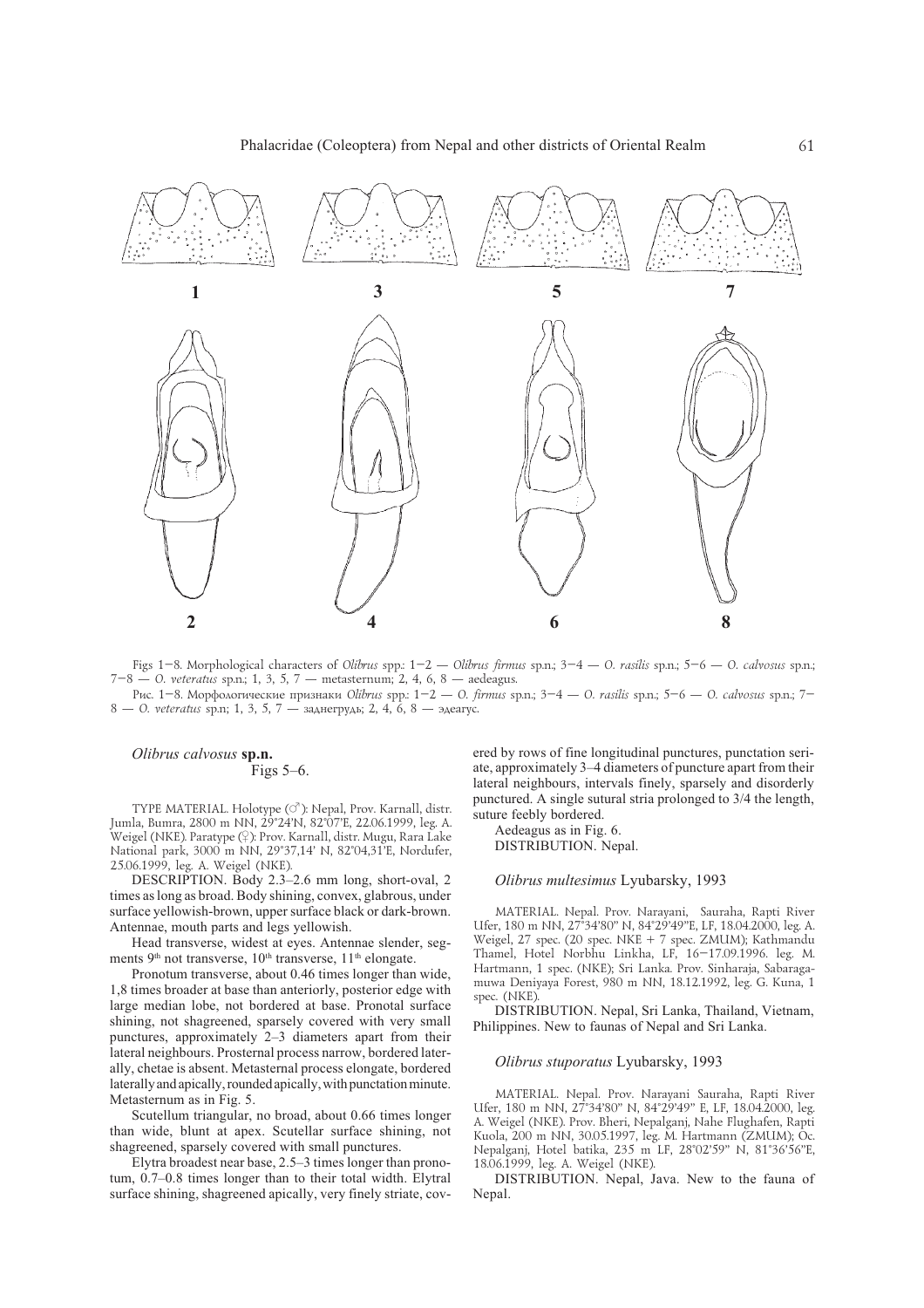Figs 1–8. Morphological characters of *Olibrus* spp.: 1–2 — *Olibrus firmus* sp.n.; 3–4 — *O. rasilis* sp.n.; 5–6 — *O. calvosus* sp.n.; 7–8 — *O. veteratus* sp.n.; 1, 3, 5, 7 — metasternum; 2, 4, 6, 8 — aedeagus.

Рис. 1–8. Морфологические признаки *Olibrus* spp.: 1–2 — *O. firmus* sp.n.; 3–4 — *O. rasilis* sp.n.; 5–6 — *O. calvosus* sp.n.; 7–8 — *O. veteratus* sp.n; 1, 3, 5, 7 — заднегрудь; 2, 4, 6, 8 — эдеагус.

### *Olibrus calvosus* **sp.n.**

Figs 5–6.

TYPE MATERIAL. Holotype (♂): Nepal, Prov. Karnall, distr. Jumla, Bumra, 2800 m NN, 29°24'N, 82°07'E, 22.06.1999, leg. A. Weigel (NKE). Paratype (♀): Prov. Karnall, distr. Mugu, Rara Lake National park, 3000 m NN, 29°37,14' N, 82°04,31'E, Nordufer, 25.06.1999, leg. A. Weigel (NKE).

DESCRIPTION. Body 2.3–2.6 mm long, short-oval, 2 times as long as broad. Body shining, convex, glabrous, under surface yellowish-brown, upper surface black or dark-brown. Antennae, mouth parts and legs yellowish.

Head transverse, widest at eyes. Antennae slender, segments 9th not transverse, 10th transverse, 11th elongate.

Pronotum transverse, about 0.46 times longer than wide, 1,8 times broader at base than anteriorly, posterior edge with large median lobe, not bordered at base. Pronotal surface shining, not shagreened, sparsely covered with very small punctures, approximately 2–3 diameters apart from their lateral neighbours. Prosternal process narrow, bordered laterally, chetae is absent. Metasternal process elongate, bordered laterally and apically, rounded apically, with punctation minute. Metasternum as in Fig. 5.

Scutellum triangular, no broad, about 0.66 times longer than wide, blunt at apex. Scutellar surface shining, not shagreened, sparsely covered with small punctures.

Elytra broadest near base, 2.5–3 times longer than pronotum, 0.7–0.8 times longer than to their total width. Elytral surface shining, shagreened apically, very finely striate, covered by rows of fine longitudinal punctures, punctation seriate, approximately 3–4 diameters of puncture apart from their lateral neighbours, intervals finely, sparsely and disorderly punctured. A single sutural stria prolonged to 3/4 the length, suture feebly bordered.

Aedeagus as in Fig. 6.

DISTRIBUTION. Nepal.

### *Olibrus multesimus* Lyubarsky, 1993

MATERIAL. Nepal. Prov. Narayani, Sauraha, Rapti River Ufer, 180 m NN, 27°34'80" N, 84°29'49"E, LF, 18.04.2000, leg. A. Weigel, 27 spec. (20 spec. NKE + 7 spec. ZMUM); Kathmandu Thamel, Hotel Norbhu Linkha, LF, 16–17.09.1996. leg. M. Hartmann, 1 spec. (NKE); Sri Lanka. Prov. Sinharaja, Sabaragamuwa Deniyaya Forest, 980 m NN, 18.12.1992, leg. G. Kuna, 1 spec. (NKE).

DISTRIBUTION. Nepal, Sri Lanka, Thailand, Vietnam, Philippines. New to faunas of Nepal and Sri Lanka.

### *Olibrus stuporatus* Lyubarsky, 1993

MATERIAL. Nepal. Prov. Narayani Sauraha, Rapti River Ufer, 180 m NN, 27°34'80" N, 84°29'49" E, LF, 18.04.2000, leg. A. Weigel (NKE). Prov. Bheri, Nepalganj, Nahe Flughafen, Rapti Kuola, 200 m NN, 30.05.1997, leg. M. Hartmann (ZMUM); Oc. Nepalganj, Hotel batika, 235 m LF, 28°02'59" N, 81°36'56"E, 18.06.1999, leg. A. Weigel (NKE).

DISTRIBUTION. Nepal, Java. New to the fauna of Nepal.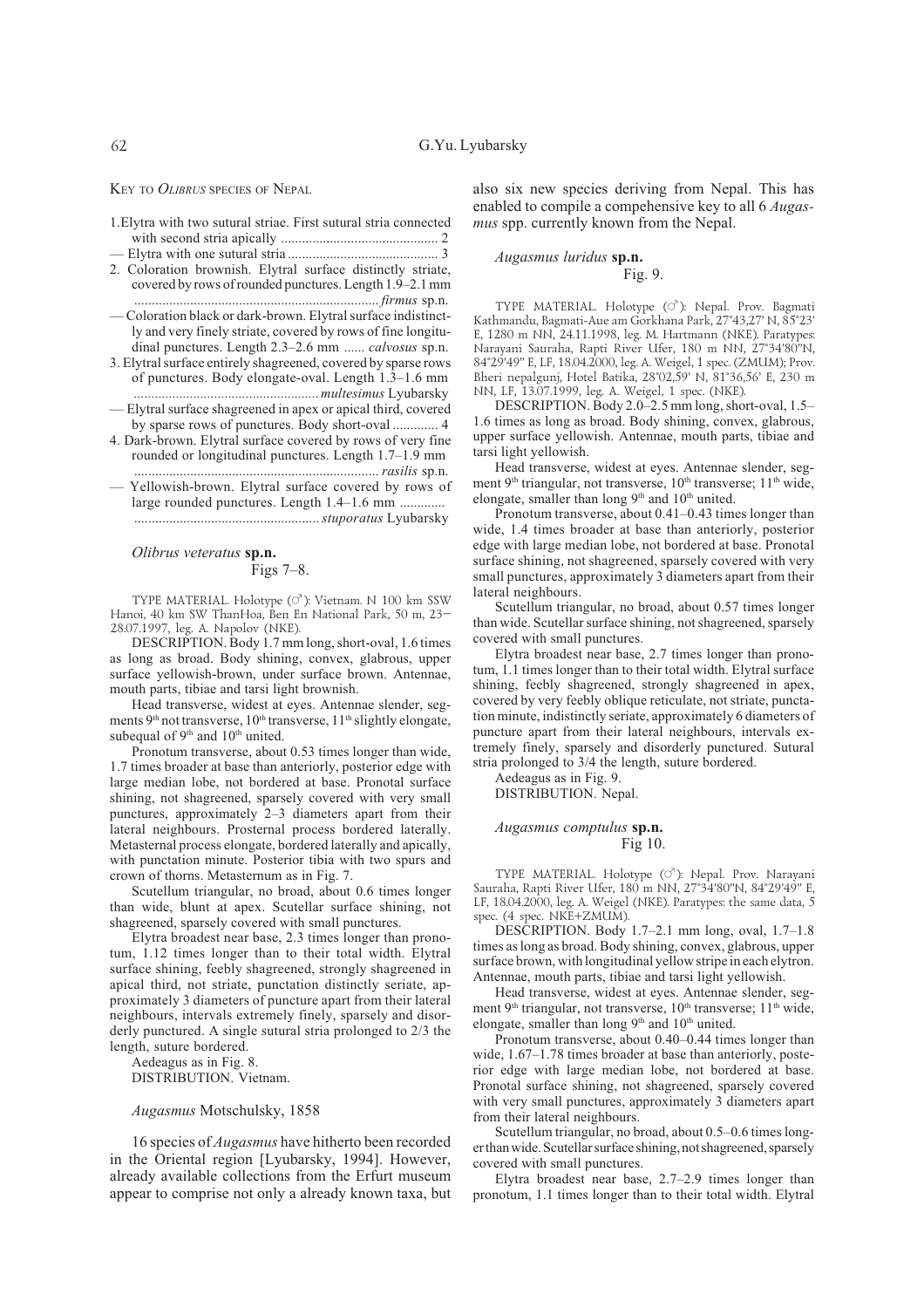KEY TO *OLIBRUS* SPECIES OF NEPAL

1. Elytra with two sutural striae. First sutural stria connected with second stria apically ............................................ 2
— Elytra with one sutural stria .......................................... 3
2. Coloration brownish. Elytral surface distinctly striate, covered by rows of rounded punctures. Length 1.9–2.1 mm ..................................................................... *firmus* sp.n.
— Coloration black or dark-brown. Elytral surface indistinctly and very finely striate, covered by rows of fine longitudinal punctures. Length 2.3–2.6 mm ...... *calvosus* sp.n.
3. Elytral surface entirely shagreened, covered by sparse rows of punctures. Body elongate-oval. Length 1.3–1.6 mm .................................................... *multesimus* Lyubarsky
— Elytral surface shagreened in apex or apical third, covered by sparse rows of punctures. Body short-oval ............. 4
4. Dark-brown. Elytral surface covered by rows of very fine rounded or longitudinal punctures. Length 1.7–1.9 mm ..................................................................... *rasilis* sp.n.
— Yellowish-brown. Elytral surface covered by rows of large rounded punctures. Length 1.4–1.6 mm ............ .................................................... *stuporatus* Lyubarsky

### *Olibrus veteratus* sp.n.

Figs 7–8.

TYPE MATERIAL. Holotype (♂): Vietnam. N 100 km SSW Hanoi, 40 km SW ThanHoa, Ben En National Park, 50 m, 23–28.07.1997, leg. A. Napolov (NKE).

DESCRIPTION. Body 1.7 mm long, short-oval, 1.6 times as long as broad. Body shining, convex, glabrous, upper surface yellowish-brown, under surface brown. Antennae, mouth parts, tibiae and tarsi light brownish.

Head transverse, widest at eyes. Antennae slender, segments 9th not transverse, 10th transverse, 11th slightly elongate, subequal of 9th and 10th united.

Pronotum transverse, about 0.53 times longer than wide, 1.7 times broader at base than anteriorly, posterior edge with large median lobe, not bordered at base. Pronotal surface shining, not shagreened, sparsely covered with very small punctures, approximately 2–3 diameters apart from their lateral neighbours. Prosternal process bordered laterally. Metasternal process elongate, bordered laterally and apically, with punctation minute. Posterior tibia with two spurs and crown of thorns. Metasternum as in Fig. 7.

Scutellum triangular, no broad, about 0.6 times longer than wide, blunt at apex. Scutellar surface shining, not shagreened, sparsely covered with small punctures.

Elytra broadest near base, 2.3 times longer than pronotum, 1.12 times longer than to their total width. Elytral surface shining, feebly shagreened, strongly shagreened in apical third, not striate, punctation distinctly seriate, approximately 3 diameters of puncture apart from their lateral neighbours, intervals extremely finely, sparsely and disorderly punctured. A single sutural stria prolonged to 2/3 the length, suture bordered.

Aedeagus as in Fig. 8.

DISTRIBUTION. Vietnam.

## *Augasmus* Motschulsky, 1858

16 species of *Augasmus* have hitherto been recorded in the Oriental region [Lyubarsky, 1994]. However, already available collections from the Erfurt museum appear to comprise not only a already known taxa, but also six new species deriving from Nepal. This has enabled to compile a compehensive key to all 6 *Augasmus* spp. currently known from the Nepal.

### *Augasmus luridus* sp.n.

Fig. 9.

TYPE MATERIAL. Holotype (♂): Nepal. Prov. Bagmati Kathmandu, Bagmati-Aue am Gorkhana Park, 27°43,27' N, 85°23' E, 1280 m NN, 24.11.1998, leg. M. Hartmann (NKE). Paratypes: Narayani Sauraha, Rapti River Ufer, 180 m NN, 27°34'80"N, 84°29'49" E, LF, 18.04.2000, leg. A. Weigel, 1 spec. (ZMUM); Prov. Bheri nepalgunj, Hotel Batika, 28°02,59' N, 81°36,56' E, 230 m NN, LF, 13.07.1999, leg. A. Weigel, 1 spec. (NKE).

DESCRIPTION. Body 2.0–2.5 mm long, short-oval, 1.5–1.6 times as long as broad. Body shining, convex, glabrous, upper surface yellowish. Antennae, mouth parts, tibiae and tarsi light yellowish.

Head transverse, widest at eyes. Antennae slender, segment 9th triangular, not transverse, 10th transverse; 11th wide, elongate, smaller than long 9th and 10th united.

Pronotum transverse, about 0.41–0.43 times longer than wide, 1.4 times broader at base than anteriorly, posterior edge with large median lobe, not bordered at base. Pronotal surface shining, not shagreened, sparsely covered with very small punctures, approximately 3 diameters apart from their lateral neighbours.

Scutellum triangular, no broad, about 0.57 times longer than wide. Scutellar surface shining, not shagreened, sparsely covered with small punctures.

Elytra broadest near base, 2.7 times longer than pronotum, 1.1 times longer than to their total width. Elytral surface shining, feebly shagreened, strongly shagreened in apex, covered by very feebly oblique reticulate, not striate, punctation minute, indistinctly seriate, approximately 6 diameters of puncture apart from their lateral neighbours, intervals extremely finely, sparsely and disorderly punctured. Sutural stria prolonged to 3/4 the length, suture bordered.

Aedeagus as in Fig. 9.

DISTRIBUTION. Nepal.

### *Augasmus comptulus* sp.n.

Fig 10.

TYPE MATERIAL. Holotype (♂): Nepal. Prov. Narayani Sauraha, Rapti River Ufer, 180 m NN, 27°34'80"N, 84°29'49" E, LF, 18.04.2000, leg. A. Weigel (NKE). Paratypes: the same data, 5 spec. (4 spec. NKE+ZMUM).

DESCRIPTION. Body 1.7–2.1 mm long, oval, 1.7–1.8 times as long as broad. Body shining, convex, glabrous, upper surface brown, with longitudinal yellow stripe in each elytron. Antennae, mouth parts, tibiae and tarsi light yellowish.

Head transverse, widest at eyes. Antennae slender, segment 9th triangular, not transverse, 10th transverse; 11th wide, elongate, smaller than long 9th and 10th united.

Pronotum transverse, about 0.40–0.44 times longer than wide, 1.67–1.78 times broader at base than anteriorly, posterior edge with large median lobe, not bordered at base. Pronotal surface shining, not shagreened, sparsely covered with very small punctures, approximately 3 diameters apart from their lateral neighbours.

Scutellum triangular, no broad, about 0.5–0.6 times longer than wide. Scutellar surface shining, not shagreened, sparsely covered with small punctures.

Elytra broadest near base, 2.7–2.9 times longer than pronotum, 1.1 times longer than to their total width. Elytral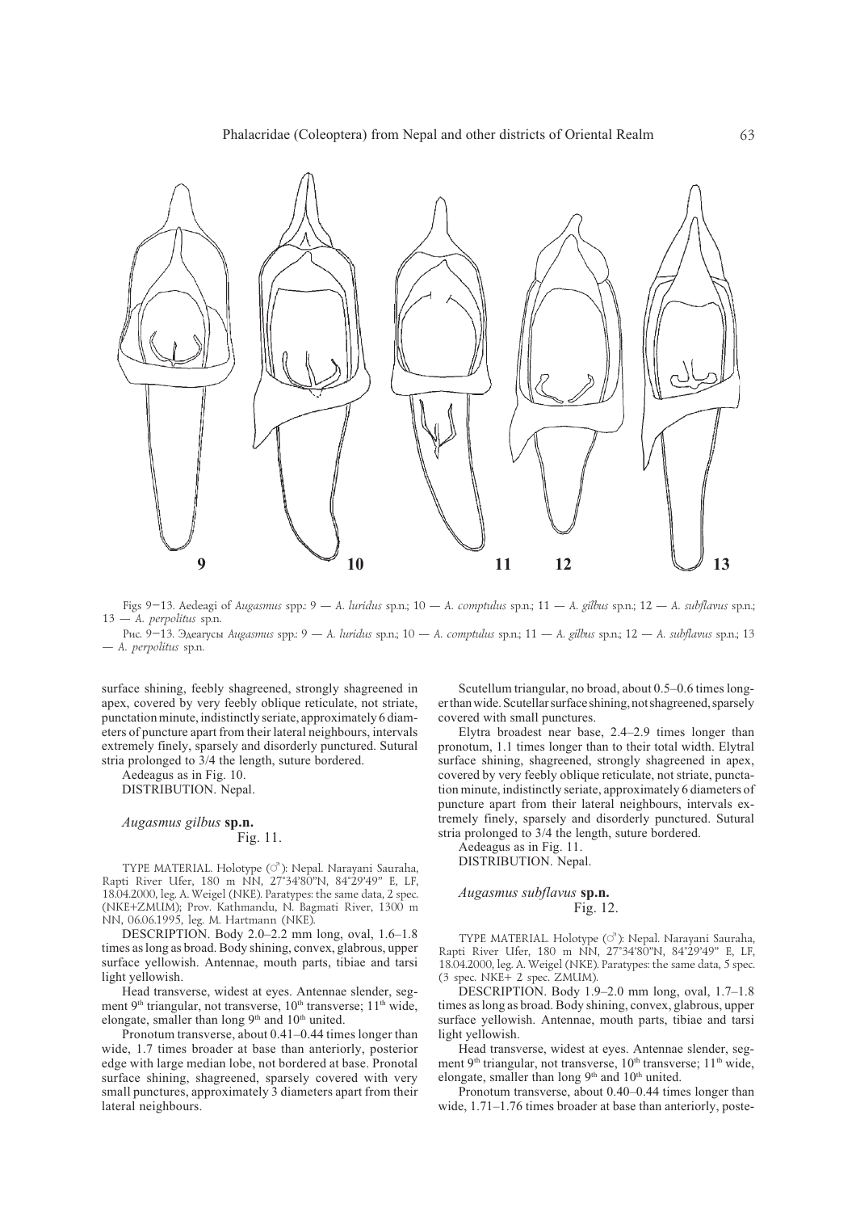Figs 9–13. Aedeagi of *Augasmus* spp.: 9 — *A. luridus* sp.n.; 10 — *A. comptulus* sp.n.; 11 — *A. gilbus* sp.n.; 12 — *A. subflavus* sp.n.; 13 — *A. perpolitus* sp.n.

Рис. 9–13. Эдеагусы *Augasmus* spp.: 9 — *A. luridus* sp.n.; 10 — *A. comptulus* sp.n.; 11 — *A. gilbus* sp.n.; 12 — *A. subflavus* sp.n.; 13 — *A. perpolitus* sp.n.

surface shining, feebly shagreened, strongly shagreened in apex, covered by very feebly oblique reticulate, not striate, punctation minute, indistinctly seriate, approximately 6 diameters of puncture apart from their lateral neighbours, intervals extremely finely, sparsely and disorderly punctured. Sutural stria prolonged to 3/4 the length, suture bordered.

Aedeagus as in Fig. 10.

DISTRIBUTION. Nepal.

### *Augasmus gilbus* **sp.n.**

Fig. 11.

TYPE MATERIAL. Holotype (♂): Nepal. Narayani Sauraha, Rapti River Ufer, 180 m NN, 27°34'80"N, 84°29'49" E, LF, 18.04.2000, leg. A. Weigel (NKE). Paratypes: the same data, 2 spec. (NKE+ZMUM); Prov. Kathmandu, N. Bagmati River, 1300 m NN, 06.06.1995, leg. M. Hartmann (NKE).

DESCRIPTION. Body 2.0–2.2 mm long, oval, 1.6–1.8 times as long as broad. Body shining, convex, glabrous, upper surface yellowish. Antennae, mouth parts, tibiae and tarsi light yellowish.

Head transverse, widest at eyes. Antennae slender, segment 9[th] triangular, not transverse, 10[th] transverse; 11[th] wide, elongate, smaller than long 9[th] and 10[th] united.

Pronotum transverse, about 0.41–0.44 times longer than wide, 1.7 times broader at base than anteriorly, posterior edge with large median lobe, not bordered at base. Pronotal surface shining, shagreened, sparsely covered with very small punctures, approximately 3 diameters apart from their lateral neighbours.

Scutellum triangular, no broad, about 0.5–0.6 times longer than wide. Scutellar surface shining, not shagreened, sparsely covered with small punctures.

Elytra broadest near base, 2.4–2.9 times longer than pronotum, 1.1 times longer than to their total width. Elytral surface shining, shagreened, strongly shagreened in apex, covered by very feebly oblique reticulate, not striate, punctation minute, indistinctly seriate, approximately 6 diameters of puncture apart from their lateral neighbours, intervals extremely finely, sparsely and disorderly punctured. Sutural stria prolonged to 3/4 the length, suture bordered.

Aedeagus as in Fig. 11.

DISTRIBUTION. Nepal.

### *Augasmus subflavus* **sp.n.**

Fig. 12.

TYPE MATERIAL. Holotype (♂): Nepal. Narayani Sauraha, Rapti River Ufer, 180 m NN, 27°34'80"N, 84°29'49" E, LF, 18.04.2000, leg. A. Weigel (NKE). Paratypes: the same data, 5 spec. (3 spec. NKE+ 2 spec. ZMUM).

DESCRIPTION. Body 1.9–2.0 mm long, oval, 1.7–1.8 times as long as broad. Body shining, convex, glabrous, upper surface yellowish. Antennae, mouth parts, tibiae and tarsi light yellowish.

Head transverse, widest at eyes. Antennae slender, segment 9[th] triangular, not transverse, 10[th] transverse; 11[th] wide, elongate, smaller than long 9[th] and 10[th] united.

Pronotum transverse, about 0.40–0.44 times longer than wide, 1.71–1.76 times broader at base than anteriorly, poste-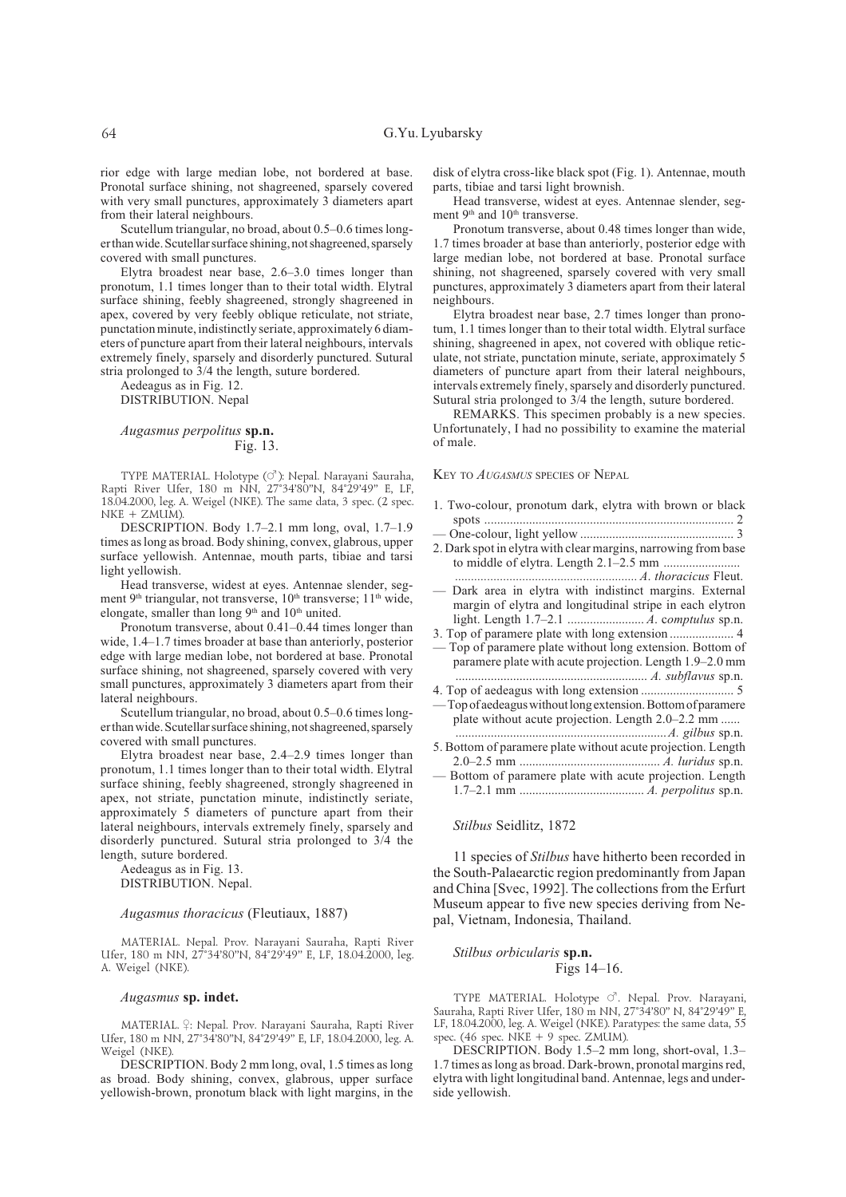rior edge with large median lobe, not bordered at base. Pronotal surface shining, not shagreened, sparsely covered with very small punctures, approximately 3 diameters apart from their lateral neighbours.

Scutellum triangular, no broad, about 0.5–0.6 times longer than wide. Scutellar surface shining, not shagreened, sparsely covered with small punctures.

Elytra broadest near base, 2.6–3.0 times longer than pronotum, 1.1 times longer than to their total width. Elytral surface shining, feebly shagreened, strongly shagreened in apex, covered by very feebly oblique reticulate, not striate, punctation minute, indistinctly seriate, approximately 6 diameters of puncture apart from their lateral neighbours, intervals extremely finely, sparsely and disorderly punctured. Sutural stria prolonged to 3/4 the length, suture bordered.

Aedeagus as in Fig. 12.

DISTRIBUTION. Nepal

### *Augasmus perpolitus* sp.n.

Fig. 13.

TYPE MATERIAL. Holotype (♂): Nepal. Narayani Sauraha, Rapti River Ufer, 180 m NN, 27°34'80"N, 84°29'49" E, LF, 18.04.2000, leg. A. Weigel (NKE). The same data, 3 spec. (2 spec. NKE + ZMUM).

DESCRIPTION. Body 1.7–2.1 mm long, oval, 1.7–1.9 times as long as broad. Body shining, convex, glabrous, upper surface yellowish. Antennae, mouth parts, tibiae and tarsi light yellowish.

Head transverse, widest at eyes. Antennae slender, segment 9th triangular, not transverse, 10th transverse; 11th wide, elongate, smaller than long 9th and 10th united.

Pronotum transverse, about 0.41–0.44 times longer than wide, 1.4–1.7 times broader at base than anteriorly, posterior edge with large median lobe, not bordered at base. Pronotal surface shining, not shagreened, sparsely covered with very small punctures, approximately 3 diameters apart from their lateral neighbours.

Scutellum triangular, no broad, about 0.5–0.6 times longer than wide. Scutellar surface shining, not shagreened, sparsely covered with small punctures.

Elytra broadest near base, 2.4–2.9 times longer than pronotum, 1.1 times longer than to their total width. Elytral surface shining, feebly shagreened, strongly shagreened in apex, not striate, punctation minute, indistinctly seriate, approximately 5 diameters of puncture apart from their lateral neighbours, intervals extremely finely, sparsely and disorderly punctured. Sutural stria prolonged to 3/4 the length, suture bordered.

Aedeagus as in Fig. 13.

DISTRIBUTION. Nepal.

### *Augasmus thoracicus* (Fleutiaux, 1887)

MATERIAL. Nepal. Prov. Narayani Sauraha, Rapti River Ufer, 180 m NN, 27°34'80"N, 84°29'49" E, LF, 18.04.2000, leg. A. Weigel (NKE).

### *Augasmus* sp. indet.

MATERIAL. ♀: Nepal. Prov. Narayani Sauraha, Rapti River Ufer, 180 m NN, 27°34'80"N, 84°29'49" E, LF, 18.04.2000, leg. A. Weigel (NKE).

DESCRIPTION. Body 2 mm long, oval, 1.5 times as long as broad. Body shining, convex, glabrous, upper surface yellowish-brown, pronotum black with light margins, in the disk of elytra cross-like black spot (Fig. 1). Antennae, mouth parts, tibiae and tarsi light brownish.

Head transverse, widest at eyes. Antennae slender, segment 9th and 10th transverse.

Pronotum transverse, about 0.48 times longer than wide, 1.7 times broader at base than anteriorly, posterior edge with large median lobe, not bordered at base. Pronotal surface shining, not shagreened, sparsely covered with very small punctures, approximately 3 diameters apart from their lateral neighbours.

Elytra broadest near base, 2.7 times longer than pronotum, 1.1 times longer than to their total width. Elytral surface shining, shagreened in apex, not covered with oblique reticulate, not striate, punctation minute, seriate, approximately 5 diameters of puncture apart from their lateral neighbours, intervals extremely finely, sparsely and disorderly punctured. Sutural stria prolonged to 3/4 the length, suture bordered.

REMARKS. This specimen probably is a new species. Unfortunately, I had no possibility to examine the material of male.

### Key to *Augasmus* species of Nepal

1. Two-colour, pronotum dark, elytra with brown or black spots ............................................................................. 2
— One-colour, light yellow ................................................ 3
2. Dark spot in elytra with clear margins, narrowing from base to middle of elytra. Length 2.1–2.5 mm ......................... ......................................................... *A. thoracicus* Fleut.
— Dark area in elytra with indistinct margins. External margin of elytra and longitudinal stripe in each elytron light. Length 1.7–2.1 ........................ *A. comptulus* sp.n.
3. Top of paramere plate with long extension .................... 4
— Top of paramere plate without long extension. Bottom of paramere plate with acute projection. Length 1.9–2.0 mm ............................................................ *A. subflavus* sp.n.
4. Top of aedeagus with long extension ............................ 5
— Top of aedeagus without long extension. Bottom of paramere plate without acute projection. Length 2.0–2.2 mm ...... .................................................................. *A. gilbus* sp.n.
5. Bottom of paramere plate without acute projection. Length 2.0–2.5 mm ........................................... *A. luridus* sp.n.
— Bottom of paramere plate with acute projection. Length 1.7–2.1 mm ...................................... *A. perpolitus* sp.n.

### *Stilbus* Seidlitz, 1872

11 species of *Stilbus* have hitherto been recorded in the South-Palaearctic region predominantly from Japan and China [Svec, 1992]. The collections from the Erfurt Museum appear to five new species deriving from Nepal, Vietnam, Indonesia, Thailand.

### *Stilbus orbicularis* sp.n.

Figs 14–16.

TYPE MATERIAL. Holotype ♂. Nepal. Prov. Narayani, Sauraha, Rapti River Ufer, 180 m NN, 27°34'80" N, 84°29'49" E, LF, 18.04.2000, leg. A. Weigel (NKE). Paratypes: the same data, 55 spec. (46 spec. NKE + 9 spec. ZMUM).

DESCRIPTION. Body 1.5–2 mm long, short-oval, 1.3–1.7 times as long as broad. Dark-brown, pronotal margins red, elytra with light longitudinal band. Antennae, legs and underside yellowish.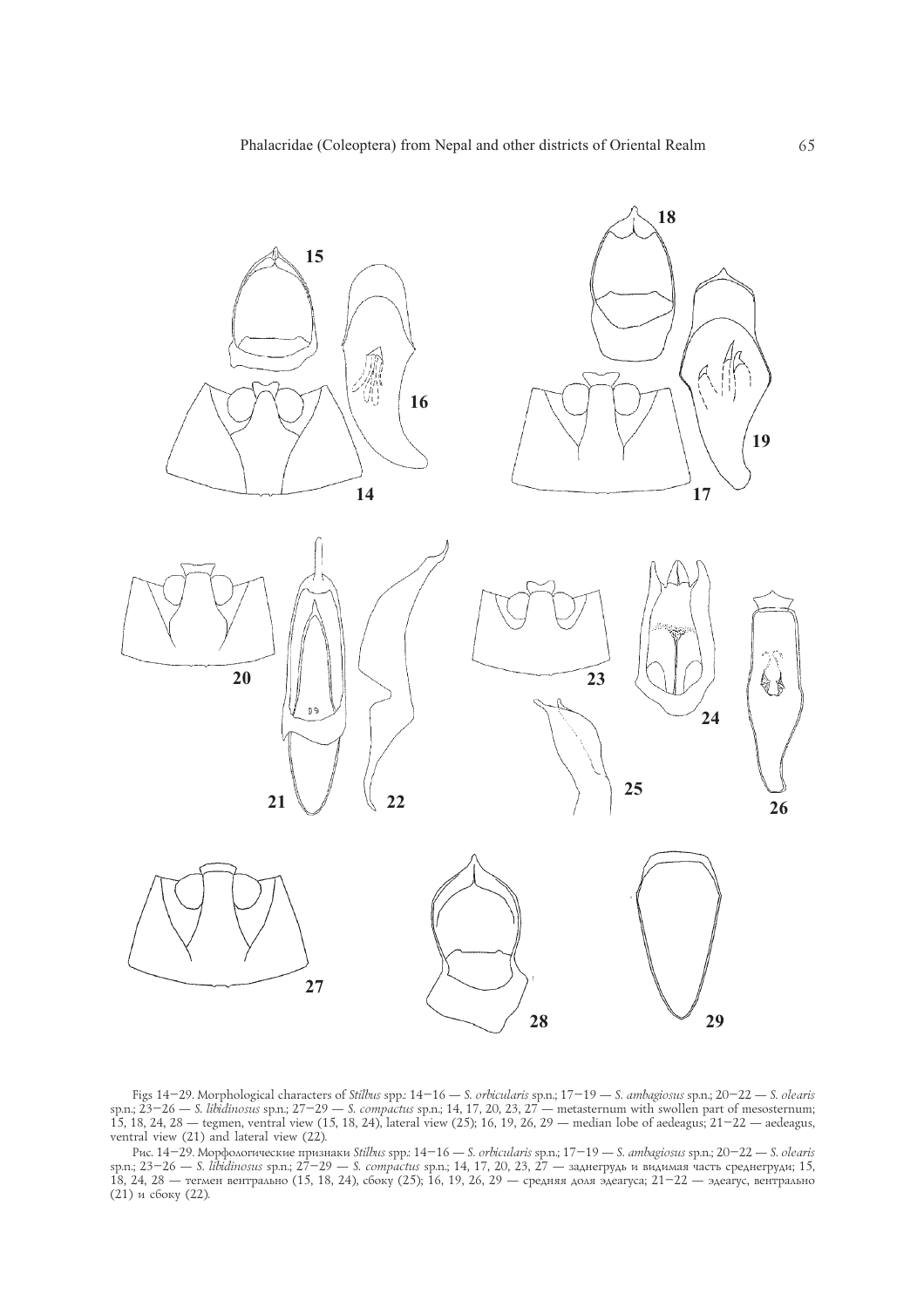Figs 14–29. Morphological characters of *Stilbus* spp.: 14–16 — *S. orbicularis* sp.n.; 17–19 — *S. ambagiosus* sp.n.; 20–22 — *S. olearis* sp.n.; 23–26 — *S. libidinosus* sp.n.; 27–29 — *S. compactus* sp.n.; 14, 17, 20, 23, 27 — metasternum with swollen part of mesosternum; 15, 18, 24, 28 — tegmen, ventral view (15, 18, 24), lateral view (25); 16, 19, 26, 29 — median lobe of aedeagus; 21–22 — aedeagus, ventral view (21) and lateral view (22).

Рис. 14–29. Морфологические признаки *Stilbus* spp.: 14–16 — *S. orbicularis* sp.n.; 17–19 — *S. ambagiosus* sp.n.; 20–22 — *S. olearis* sp.n.; 23–26 — *S. libidinosus* sp.n.; 27–29 — *S. compactus* sp.n.; 14, 17, 20, 23, 27 — заднегрудь и видимая часть среднегруди; 15, 18, 24, 28 — тегмен вентрально (15, 18, 24), сбоку (25); 16, 19, 26, 29 — средняя доля эдеагуса; 21–22 — эдеагус, вентрально (21) и сбоку (22).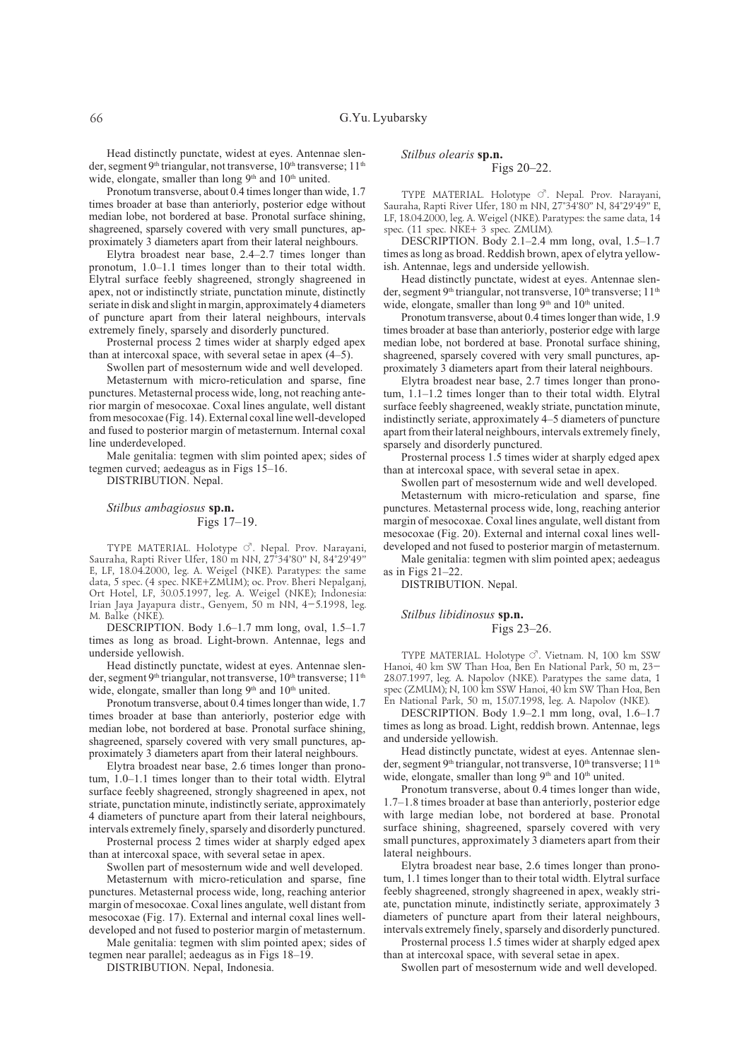Head distinctly punctate, widest at eyes. Antennae slender, segment 9th triangular, not transverse, 10th transverse; 11th wide, elongate, smaller than long 9th and 10th united.

Pronotum transverse, about 0.4 times longer than wide, 1.7 times broader at base than anteriorly, posterior edge without median lobe, not bordered at base. Pronotal surface shining, shagreened, sparsely covered with very small punctures, approximately 3 diameters apart from their lateral neighbours.

Elytra broadest near base, 2.4–2.7 times longer than pronotum, 1.0–1.1 times longer than to their total width. Elytral surface feebly shagreened, strongly shagreened in apex, not or indistinctly striate, punctation minute, distinctly seriate in disk and slight in margin, approximately 4 diameters of puncture apart from their lateral neighbours, intervals extremely finely, sparsely and disorderly punctured.

Prosternal process 2 times wider at sharply edged apex than at intercoxal space, with several setae in apex (4–5).

Swollen part of mesosternum wide and well developed.

Metasternum with micro-reticulation and sparse, fine punctures. Metasternal process wide, long, not reaching anterior margin of mesocoxae. Coxal lines angulate, well distant from mesocoxae (Fig. 14). External coxal line well-developed and fused to posterior margin of metasternum. Internal coxal line underdeveloped.

Male genitalia: tegmen with slim pointed apex; sides of tegmen curved; aedeagus as in Figs 15–16.

DISTRIBUTION. Nepal.

### *Stilbus ambagiosus* **sp.n.**

Figs 17–19.

TYPE MATERIAL. Holotype ♂. Nepal. Prov. Narayani, Sauraha, Rapti River Ufer, 180 m NN, 27°34'80" N, 84°29'49" E, LF, 18.04.2000, leg. A. Weigel (NKE). Paratypes: the same data, 5 spec. (4 spec. NKE+ZMUM); oc. Prov. Bheri Nepalganj, Ort Hotel, LF, 30.05.1997, leg. A. Weigel (NKE); Indonesia: Irian Jaya Jayapura distr., Genyem, 50 m NN, 4–5.1998, leg. M. Balke (NKE).

DESCRIPTION. Body 1.6–1.7 mm long, oval, 1.5–1.7 times as long as broad. Light-brown. Antennae, legs and underside yellowish.

Head distinctly punctate, widest at eyes. Antennae slender, segment 9th triangular, not transverse, 10th transverse; 11th wide, elongate, smaller than long 9th and 10th united.

Pronotum transverse, about 0.4 times longer than wide, 1.7 times broader at base than anteriorly, posterior edge with median lobe, not bordered at base. Pronotal surface shining, shagreened, sparsely covered with very small punctures, approximately 3 diameters apart from their lateral neighbours.

Elytra broadest near base, 2.6 times longer than pronotum, 1.0–1.1 times longer than to their total width. Elytral surface feebly shagreened, strongly shagreened in apex, not striate, punctation minute, indistinctly seriate, approximately 4 diameters of puncture apart from their lateral neighbours, intervals extremely finely, sparsely and disorderly punctured.

Prosternal process 2 times wider at sharply edged apex than at intercoxal space, with several setae in apex.

Swollen part of mesosternum wide and well developed.

Metasternum with micro-reticulation and sparse, fine punctures. Metasternal process wide, long, reaching anterior margin of mesocoxae. Coxal lines angulate, well distant from mesocoxae (Fig. 17). External and internal coxal lines well-developed and not fused to posterior margin of metasternum.

Male genitalia: tegmen with slim pointed apex; sides of tegmen near parallel; aedeagus as in Figs 18–19.

DISTRIBUTION. Nepal, Indonesia.

### *Stilbus olearis* **sp.n.**

Figs 20–22.

TYPE MATERIAL. Holotype ♂. Nepal. Prov. Narayani, Sauraha, Rapti River Ufer, 180 m NN, 27°34'80" N, 84°29'49" E, LF, 18.04.2000, leg. A. Weigel (NKE). Paratypes: the same data, 14 spec. (11 spec. NKE+ 3 spec. ZMUM).

DESCRIPTION. Body 2.1–2.4 mm long, oval, 1.5–1.7 times as long as broad. Reddish brown, apex of elytra yellowish. Antennae, legs and underside yellowish.

Head distinctly punctate, widest at eyes. Antennae slender, segment 9th triangular, not transverse, 10th transverse; 11th wide, elongate, smaller than long 9th and 10th united.

Pronotum transverse, about 0.4 times longer than wide, 1.9 times broader at base than anteriorly, posterior edge with large median lobe, not bordered at base. Pronotal surface shining, shagreened, sparsely covered with very small punctures, approximately 3 diameters apart from their lateral neighbours.

Elytra broadest near base, 2.7 times longer than pronotum, 1.1–1.2 times longer than to their total width. Elytral surface feebly shagreened, weakly striate, punctation minute, indistinctly seriate, approximately 4–5 diameters of puncture apart from their lateral neighbours, intervals extremely finely, sparsely and disorderly punctured.

Prosternal process 1.5 times wider at sharply edged apex than at intercoxal space, with several setae in apex.

Swollen part of mesosternum wide and well developed.

Metasternum with micro-reticulation and sparse, fine punctures. Metasternal process wide, long, reaching anterior margin of mesocoxae. Coxal lines angulate, well distant from mesocoxae (Fig. 20). External and internal coxal lines well-developed and not fused to posterior margin of metasternum.

Male genitalia: tegmen with slim pointed apex; aedeagus as in Figs 21–22.

DISTRIBUTION. Nepal.

### *Stilbus libidinosus* **sp.n.**

Figs 23–26.

TYPE MATERIAL. Holotype ♂. Vietnam. N, 100 km SSW Hanoi, 40 km SW Than Hoa, Ben En National Park, 50 m, 23–28.07.1997, leg. A. Napolov (NKE). Paratypes the same data, 1 spec (ZMUM); N, 100 km SSW Hanoi, 40 km SW Than Hoa, Ben En National Park, 50 m, 15.07.1998, leg. A. Napolov (NKE).

DESCRIPTION. Body 1.9–2.1 mm long, oval, 1.6–1.7 times as long as broad. Light, reddish brown. Antennae, legs and underside yellowish.

Head distinctly punctate, widest at eyes. Antennae slender, segment 9th triangular, not transverse, 10th transverse; 11th wide, elongate, smaller than long 9th and 10th united.

Pronotum transverse, about 0.4 times longer than wide, 1.7–1.8 times broader at base than anteriorly, posterior edge with large median lobe, not bordered at base. Pronotal surface shining, shagreened, sparsely covered with very small punctures, approximately 3 diameters apart from their lateral neighbours.

Elytra broadest near base, 2.6 times longer than pronotum, 1.1 times longer than to their total width. Elytral surface feebly shagreened, strongly shagreened in apex, weakly striate, punctation minute, indistinctly seriate, approximately 3 diameters of puncture apart from their lateral neighbours, intervals extremely finely, sparsely and disorderly punctured.

Prosternal process 1.5 times wider at sharply edged apex than at intercoxal space, with several setae in apex.

Swollen part of mesosternum wide and well developed.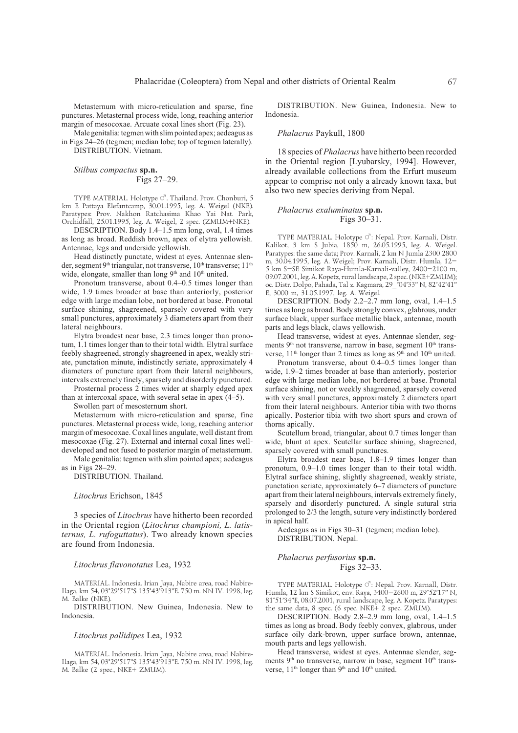Metasternum with micro-reticulation and sparse, fine punctures. Metasternal process wide, long, reaching anterior margin of mesocoxae. Arcuate coxal lines short (Fig. 23).

Male genitalia: tegmen with slim pointed apex; aedeagus as in Figs 24–26 (tegmen; median lobe; top of tegmen laterally).

DISTRIBUTION. Vietnam.

### *Stilbus compactus* **sp.n.**
Figs 27–29.

TYPE MATERIAL. Holotype ♂. Thailand. Prov. Chonburi, 5 km E Pattaya Elefantcamp, 30.01.1995, leg. A. Weigel (NKE). Paratypes: Prov. Nakhon Ratchasima Khao Yai Nat. Park, Orchidfall, 25.01.1995, leg. A. Weigel, 2 spec. (ZMUM+NKE).

DESCRIPTION. Body 1.4–1.5 mm long, oval, 1.4 times as long as broad. Reddish brown, apex of elytra yellowish. Antennae, legs and underside yellowish.

Head distinctly punctate, widest at eyes. Antennae slender, segment 9th triangular, not transverse, 10th transverse; 11th wide, elongate, smaller than long 9th and 10th united.

Pronotum transverse, about 0.4–0.5 times longer than wide, 1.9 times broader at base than anteriorly, posterior edge with large median lobe, not bordered at base. Pronotal surface shining, shagreened, sparsely covered with very small punctures, approximately 3 diameters apart from their lateral neighbours.

Elytra broadest near base, 2.3 times longer than pronotum, 1.1 times longer than to their total width. Elytral surface feebly shagreened, strongly shagreened in apex, weakly striate, punctation minute, indistinctly seriate, approximately 4 diameters of puncture apart from their lateral neighbours, intervals extremely finely, sparsely and disorderly punctured.

Prosternal process 2 times wider at sharply edged apex than at intercoxal space, with several setae in apex (4–5).

Swollen part of mesosternum short.

Metasternum with micro-reticulation and sparse, fine punctures. Metasternal process wide, long, reaching anterior margin of mesocoxae. Coxal lines angulate, well distant from mesocoxae (Fig. 27). External and internal coxal lines well-developed and not fused to posterior margin of metasternum.

Male genitalia: tegmen with slim pointed apex; aedeagus as in Figs 28–29.

DISTRIBUTION. Thailand.

### *Litochrus* Erichson, 1845

3 species of *Litochrus* have hitherto been recorded in the Oriental region (*Litochrus championi, L. latisternus, L. rufoguttatus*). Two already known species are found from Indonesia.

### *Litochrus flavonotatus* Lea, 1932

MATERIAL. Indonesia. Irian Jaya, Nabire area, road Nabire-Ilaga, km 54, 03°29'517"S 135°43'913"E. 750 m. NN IV. 1998, leg. M. Balke (NKE).

DISTRIBUTION. New Guinea, Indonesia. New to Indonesia.

### *Litochrus pallidipes* Lea, 1932

MATERIAL. Indonesia. Irian Jaya, Nabire area, road Nabire-Ilaga, km 54, 03°29'517"S 135°43'913"E. 750 m. NN IV. 1998, leg. M. Balke (2 spec., NKE+ ZMUM).

DISTRIBUTION. New Guinea, Indonesia. New to Indonesia.

### *Phalacrus* Paykull, 1800

18 species of *Phalacrus* have hitherto been recorded in the Oriental region [Lyubarsky, 1994]. However, already available collections from the Erfurt museum appear to comprise not only a already known taxa, but also two new species deriving from Nepal.

### *Phalacrus exaluminatus* **sp.n.**
Figs 30–31.

TYPE MATERIAL. Holotype ♂: Nepal. Prov. Karnali, Distr. Kalikot, 3 km S Jubia, 1850 m, 26.05.1995, leg. A. Weigel. Paratypes: the same data; Prov. Karnali, 2 km N Jumla 2300 2800 m, 30.04.1995, leg. A. Weigel; Prov. Karnali, Distr. Humla, 12–5 km S–SE Simikot Raya-Humla-Karnali-valley, 2400–2100 m, 09.07.2001, leg. A. Kopetz, rural landscape, 2 spec. (NKE+ZMUM); oc. Distr. Dolpo, Pahada, Tal z. Kagmara, 29_°04'33" N, 82°42'41" E, 3000 m, 31.05.1997, leg. A. Weigel.

DESCRIPTION. Body 2.2–2.7 mm long, oval, 1.4–1.5 times as long as broad. Body strongly convex, glabrous, under surface black, upper surface metallic black, antennae, mouth parts and legs black, claws yellowish.

Head transverse, widest at eyes. Antennae slender, segments 9th not transverse, narrow in base, segment 10th transverse, 11th longer than 2 times as long as 9th and 10th united.

Pronotum transverse, about 0.4–0.5 times longer than wide, 1.9–2 times broader at base than anteriorly, posterior edge with large median lobe, not bordered at base. Pronotal surface shining, not or weekly shagreened, sparsely covered with very small punctures, approximately 2 diameters apart from their lateral neighbours. Anterior tibia with two thorns apically. Posterior tibia with two short spurs and crown of thorns apically.

Scutellum broad, triangular, about 0.7 times longer than wide, blunt at apex. Scutellar surface shining, shagreened, sparsely covered with small punctures.

Elytra broadest near base, 1.8–1.9 times longer than pronotum, 0.9–1.0 times longer than to their total width. Elytral surface shining, slightly shagreened, weakly striate, punctation seriate, approximately 6–7 diameters of puncture apart from their lateral neighbours, intervals extremely finely, sparsely and disorderly punctured. A single sutural stria prolonged to 2/3 the length, suture very indistinctly bordered in apical half.

Aedeagus as in Figs 30–31 (tegmen; median lobe).

DISTRIBUTION. Nepal.

### *Phalacrus perfusorius* **sp.n.**
Figs 32–33.

TYPE MATERIAL. Holotype ♂: Nepal. Prov. Karnall, Distr. Humla, 12 km S Simikot, env. Raya, 3400–2600 m, 29°52'17" N, 81°51'34"E, 08.07.2001, rural landscape, leg. A. Kopetz. Paratypes: the same data, 8 spec. (6 spec. NKE+ 2 spec. ZMUM).

DESCRIPTION. Body 2.8–2.9 mm long, oval, 1.4–1.5 times as long as broad. Body feebly convex, glabrous, under surface oily dark-brown, upper surface brown, antennae, mouth parts and legs yellowish.

Head transverse, widest at eyes. Antennae slender, segments 9th no transverse, narrow in base, segment 10th transverse, 11th longer than 9th and 10th united.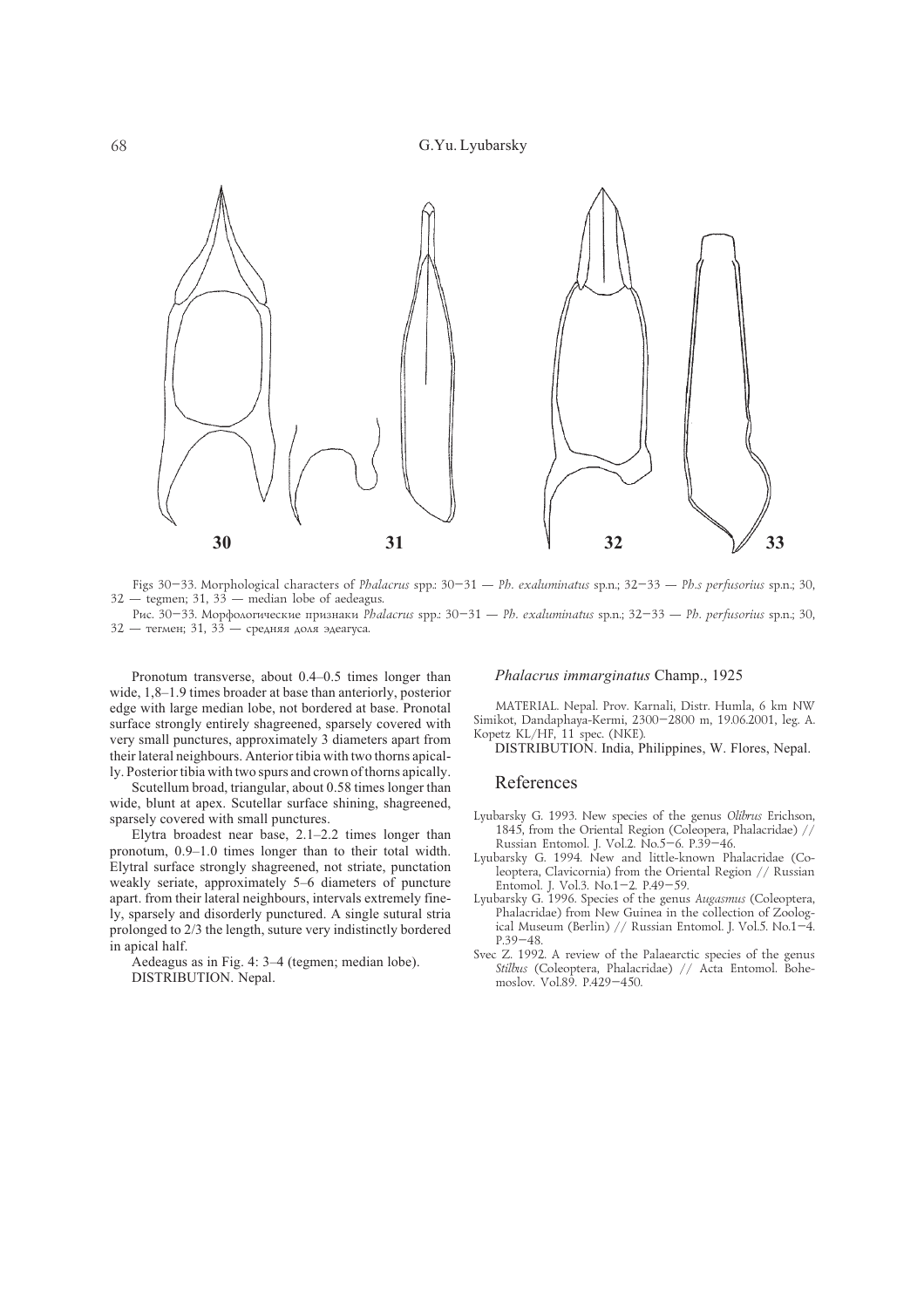30 31 32 33

Figs 30–33. Morphological characters of *Phalacrus* spp.: 30–31 — *Ph. exaluminatus* sp.n.; 32–33 — *Ph.s perfusorius* sp.n.; 30, 32 — tegmen; 31, 33 — median lobe of aedeagus.

Рис. 30–33. Морфологические признаки *Phalacrus* spp.: 30–31 — *Ph. exaluminatus* sp.n.; 32–33 — *Ph. perfusorius* sp.n.; 30, 32 — тегмен; 31, 33 — средняя доля эдеагуса.

Pronotum transverse, about 0.4–0.5 times longer than wide, 1,8–1.9 times broader at base than anteriorly, posterior edge with large median lobe, not bordered at base. Pronotal surface strongly entirely shagreened, sparsely covered with very small punctures, approximately 3 diameters apart from their lateral neighbours. Anterior tibia with two thorns apically. Posterior tibia with two spurs and crown of thorns apically.

Scutellum broad, triangular, about 0.58 times longer than wide, blunt at apex. Scutellar surface shining, shagreened, sparsely covered with small punctures.

Elytra broadest near base, 2.1–2.2 times longer than pronotum, 0.9–1.0 times longer than to their total width. Elytral surface strongly shagreened, not striate, punctation weakly seriate, approximately 5–6 diameters of puncture apart. from their lateral neighbours, intervals extremely finely, sparsely and disorderly punctured. A single sutural stria prolonged to 2/3 the length, suture very indistinctly bordered in apical half.

Aedeagus as in Fig. 4: 3–4 (tegmen; median lobe).

DISTRIBUTION. Nepal.

### *Phalacrus immarginatus* Champ., 1925

MATERIAL. Nepal. Prov. Karnali, Distr. Humla, 6 km NW Simikot, Dandaphaya-Kermi, 2300–2800 m, 19.06.2001, leg. A. Kopetz KL/HF, 11 spec. (NKE).

DISTRIBUTION. India, Philippines, W. Flores, Nepal.

## References

Lyubarsky G. 1993. New species of the genus *Olibrus* Erichson, 1845, from the Oriental Region (Coleopera, Phalacridae) // Russian Entomol. J. Vol.2. No.5–6. P.39–46.

Lyubarsky G. 1994. New and little-known Phalacridae (Coleoptera, Clavicornia) from the Oriental Region // Russian Entomol. J. Vol.3. No.1–2. P.49–59.

Lyubarsky G. 1996. Species of the genus *Augasmus* (Coleoptera, Phalacridae) from New Guinea in the collection of Zoological Museum (Berlin) // Russian Entomol. J. Vol.5. No.1–4. P.39–48.

Svec Z. 1992. A review of the Palaearctic species of the genus *Stilbus* (Coleoptera, Phalacridae) // Acta Entomol. Bohemoslov. Vol.89. P.429–450.